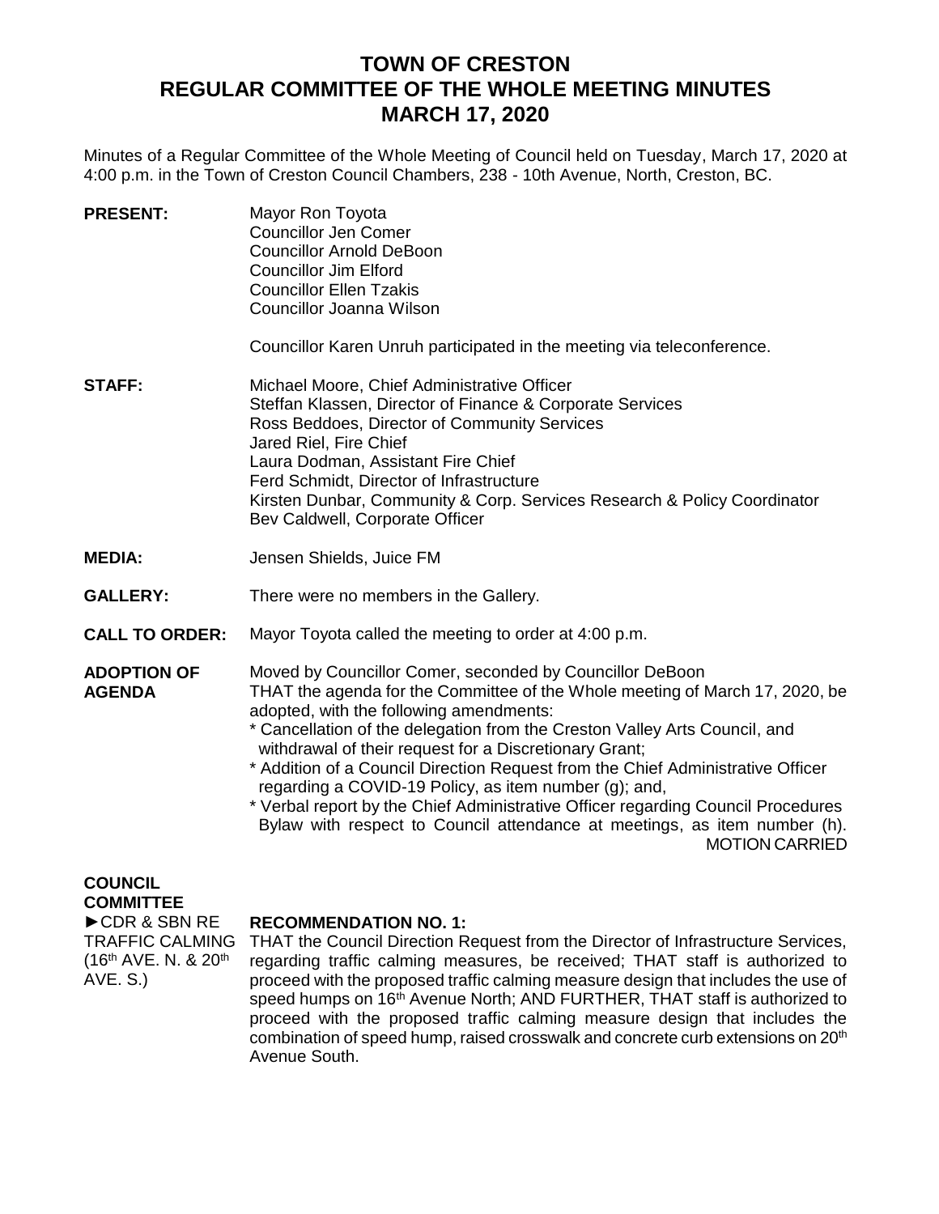# TOWN OF CRESTON
# REGULAR COMMITTEE OF THE WHOLE MEETING MINUTES
# MARCH 17, 2020

Minutes of a Regular Committee of the Whole Meeting of Council held on Tuesday, March 17, 2020 at 4:00 p.m. in the Town of Creston Council Chambers, 238 - 10th Avenue, North, Creston, BC.

**PRESENT:**
Mayor Ron Toyota
Councillor Jen Comer
Councillor Arnold DeBoon
Councillor Jim Elford
Councillor Ellen Tzakis
Councillor Joanna Wilson

Councillor Karen Unruh participated in the meeting via teleconference.

**STAFF:**
Michael Moore, Chief Administrative Officer
Steffan Klassen, Director of Finance & Corporate Services
Ross Beddoes, Director of Community Services
Jared Riel, Fire Chief
Laura Dodman, Assistant Fire Chief
Ferd Schmidt, Director of Infrastructure
Kirsten Dunbar, Community & Corp. Services Research & Policy Coordinator
Bev Caldwell, Corporate Officer

**MEDIA:** Jensen Shields, Juice FM

**GALLERY:** There were no members in the Gallery.

**CALL TO ORDER:** Mayor Toyota called the meeting to order at 4:00 p.m.

**ADOPTION OF AGENDA**

Moved by Councillor Comer, seconded by Councillor DeBoon
THAT the agenda for the Committee of the Whole meeting of March 17, 2020, be adopted, with the following amendments:
* Cancellation of the delegation from the Creston Valley Arts Council, and withdrawal of their request for a Discretionary Grant;
* Addition of a Council Direction Request from the Chief Administrative Officer regarding a COVID-19 Policy, as item number (g); and,
* Verbal report by the Chief Administrative Officer regarding Council Procedures Bylaw with respect to Council attendance at meetings, as item number (h).

MOTION CARRIED

**COUNCIL COMMITTEE**

►CDR & SBN RE TRAFFIC CALMING (16th AVE. N. & 20th AVE. S.)

**RECOMMENDATION NO. 1:**
THAT the Council Direction Request from the Director of Infrastructure Services, regarding traffic calming measures, be received; THAT staff is authorized to proceed with the proposed traffic calming measure design that includes the use of speed humps on 16th Avenue North; AND FURTHER, THAT staff is authorized to proceed with the proposed traffic calming measure design that includes the combination of speed hump, raised crosswalk and concrete curb extensions on 20th Avenue South.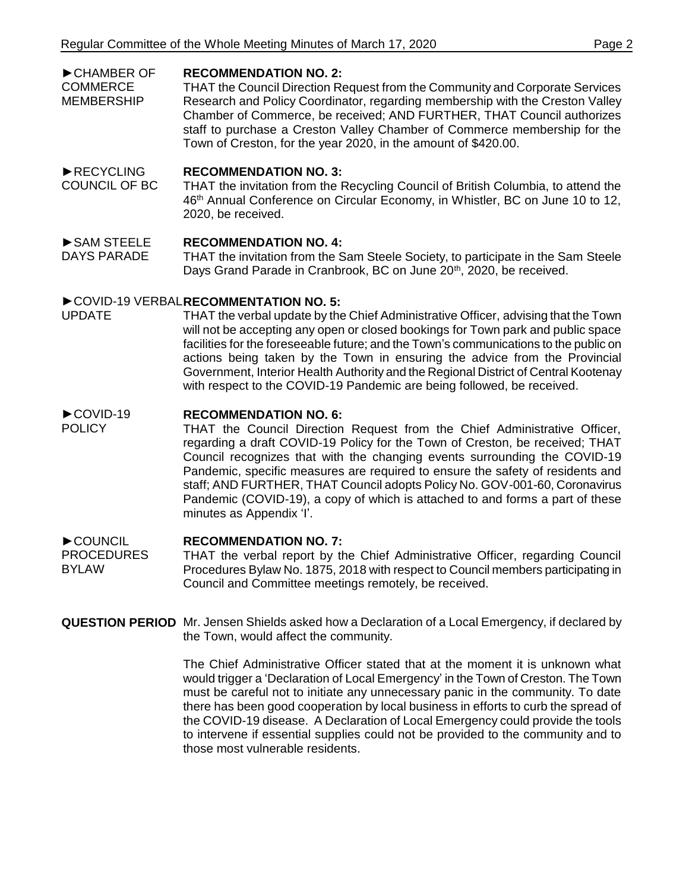►CHAMBER OF COMMERCE MEMBERSHIP

**RECOMMENDATION NO. 2:**
THAT the Council Direction Request from the Community and Corporate Services Research and Policy Coordinator, regarding membership with the Creston Valley Chamber of Commerce, be received; AND FURTHER, THAT Council authorizes staff to purchase a Creston Valley Chamber of Commerce membership for the Town of Creston, for the year 2020, in the amount of $420.00.

►RECYCLING COUNCIL OF BC

**RECOMMENDATION NO. 3:**
THAT the invitation from the Recycling Council of British Columbia, to attend the 46th Annual Conference on Circular Economy, in Whistler, BC on June 10 to 12, 2020, be received.

►SAM STEELE DAYS PARADE

**RECOMMENDATION NO. 4:**
THAT the invitation from the Sam Steele Society, to participate in the Sam Steele Days Grand Parade in Cranbrook, BC on June 20th, 2020, be received.

►COVID-19 VERBAL UPDATE

**RECOMMENTATION NO. 5:**
THAT the verbal update by the Chief Administrative Officer, advising that the Town will not be accepting any open or closed bookings for Town park and public space facilities for the foreseeable future; and the Town's communications to the public on actions being taken by the Town in ensuring the advice from the Provincial Government, Interior Health Authority and the Regional District of Central Kootenay with respect to the COVID-19 Pandemic are being followed, be received.

►COVID-19 POLICY

**RECOMMENDATION NO. 6:**
THAT the Council Direction Request from the Chief Administrative Officer, regarding a draft COVID-19 Policy for the Town of Creston, be received; THAT Council recognizes that with the changing events surrounding the COVID-19 Pandemic, specific measures are required to ensure the safety of residents and staff; AND FURTHER, THAT Council adopts Policy No. GOV-001-60, Coronavirus Pandemic (COVID-19), a copy of which is attached to and forms a part of these minutes as Appendix 'I'.

►COUNCIL PROCEDURES BYLAW

**RECOMMENDATION NO. 7:**
THAT the verbal report by the Chief Administrative Officer, regarding Council Procedures Bylaw No. 1875, 2018 with respect to Council members participating in Council and Committee meetings remotely, be received.

**QUESTION PERIOD** Mr. Jensen Shields asked how a Declaration of a Local Emergency, if declared by the Town, would affect the community.

The Chief Administrative Officer stated that at the moment it is unknown what would trigger a 'Declaration of Local Emergency' in the Town of Creston. The Town must be careful not to initiate any unnecessary panic in the community. To date there has been good cooperation by local business in efforts to curb the spread of the COVID-19 disease. A Declaration of Local Emergency could provide the tools to intervene if essential supplies could not be provided to the community and to those most vulnerable residents.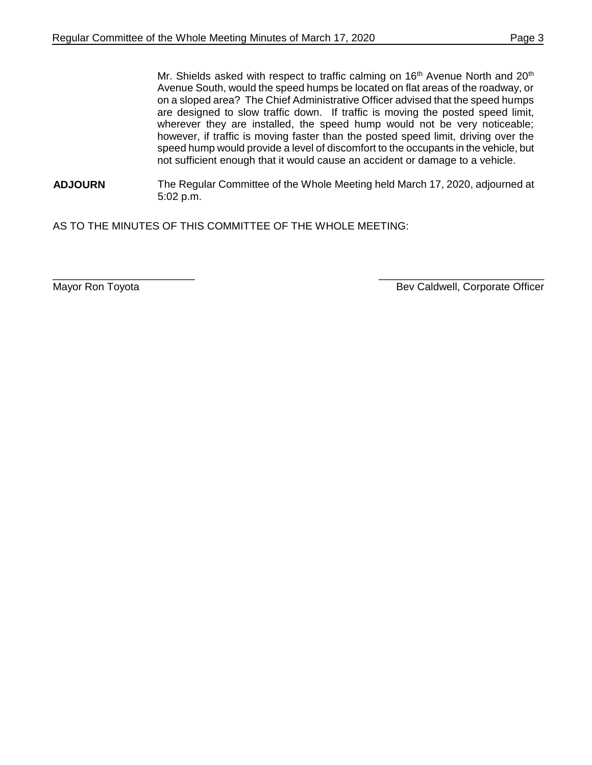Mr. Shields asked with respect to traffic calming on 16th Avenue North and 20th Avenue South, would the speed humps be located on flat areas of the roadway, or on a sloped area? The Chief Administrative Officer advised that the speed humps are designed to slow traffic down. If traffic is moving the posted speed limit, wherever they are installed, the speed hump would not be very noticeable; however, if traffic is moving faster than the posted speed limit, driving over the speed hump would provide a level of discomfort to the occupants in the vehicle, but not sufficient enough that it would cause an accident or damage to a vehicle.

**ADJOURN** The Regular Committee of the Whole Meeting held March 17, 2020, adjourned at 5:02 p.m.

AS TO THE MINUTES OF THIS COMMITTEE OF THE WHOLE MEETING:

| | |
|---|---|
| ________________________ | ____________________________ |
| Mayor Ron Toyota | Bev Caldwell, Corporate Officer |